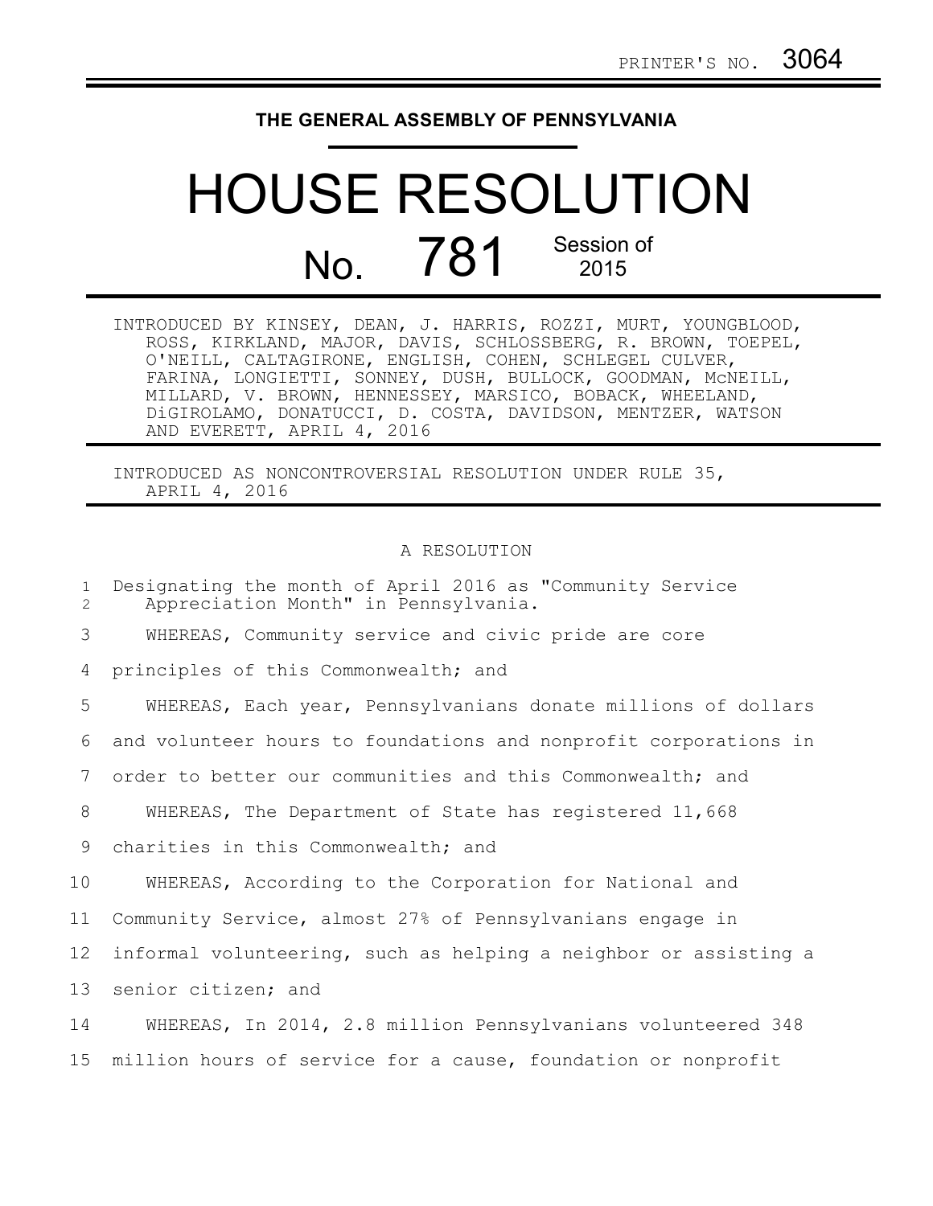PRINTER'S NO. 3064

**THE GENERAL ASSEMBLY OF PENNSYLVANIA**

# HOUSE RESOLUTION

## No. 781 Session of 2015

INTRODUCED BY KINSEY, DEAN, J. HARRIS, ROZZI, MURT, YOUNGBLOOD, ROSS, KIRKLAND, MAJOR, DAVIS, SCHLOSSBERG, R. BROWN, TOEPEL, O'NEILL, CALTAGIRONE, ENGLISH, COHEN, SCHLEGEL CULVER, FARINA, LONGIETTI, SONNEY, DUSH, BULLOCK, GOODMAN, McNEILL, MILLARD, V. BROWN, HENNESSEY, MARSICO, BOBACK, WHEELAND, DiGIROLAMO, DONATUCCI, D. COSTA, DAVIDSON, MENTZER, WATSON AND EVERETT, APRIL 4, 2016

INTRODUCED AS NONCONTROVERSIAL RESOLUTION UNDER RULE 35, APRIL 4, 2016

A RESOLUTION

Designating the month of April 2016 as "Community Service Appreciation Month" in Pennsylvania.

WHEREAS, Community service and civic pride are core principles of this Commonwealth; and

WHEREAS, Each year, Pennsylvanians donate millions of dollars and volunteer hours to foundations and nonprofit corporations in order to better our communities and this Commonwealth; and

WHEREAS, The Department of State has registered 11,668 charities in this Commonwealth; and

WHEREAS, According to the Corporation for National and Community Service, almost 27% of Pennsylvanians engage in informal volunteering, such as helping a neighbor or assisting a senior citizen; and

WHEREAS, In 2014, 2.8 million Pennsylvanians volunteered 348 million hours of service for a cause, foundation or nonprofit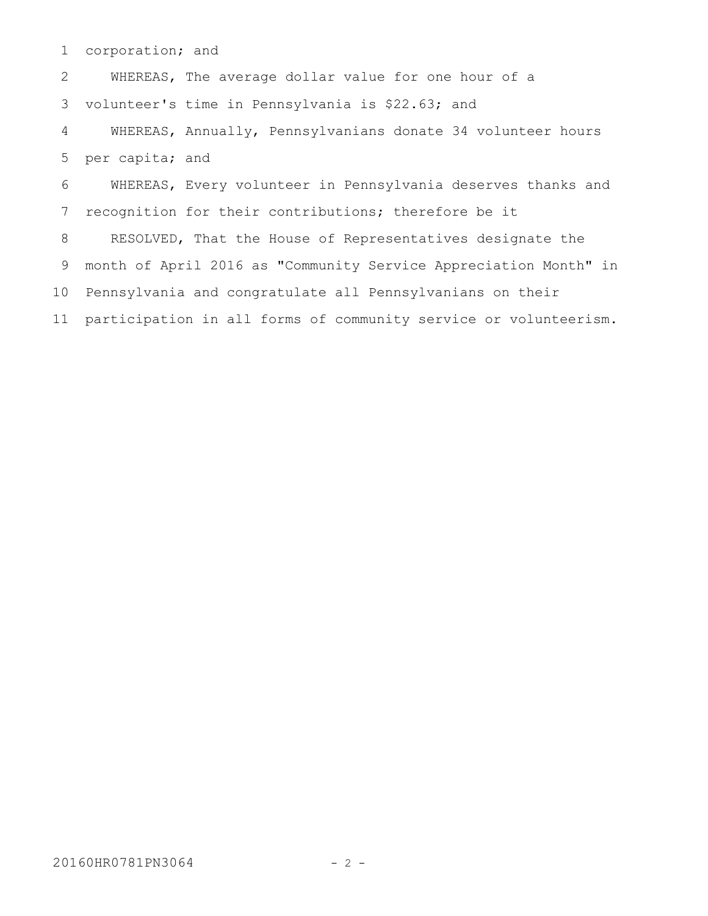corporation; and

WHEREAS, The average dollar value for one hour of a volunteer's time in Pennsylvania is $22.63; and

WHEREAS, Annually, Pennsylvanians donate 34 volunteer hours per capita; and

WHEREAS, Every volunteer in Pennsylvania deserves thanks and recognition for their contributions; therefore be it

RESOLVED, That the House of Representatives designate the month of April 2016 as "Community Service Appreciation Month" in Pennsylvania and congratulate all Pennsylvanians on their participation in all forms of community service or volunteerism.